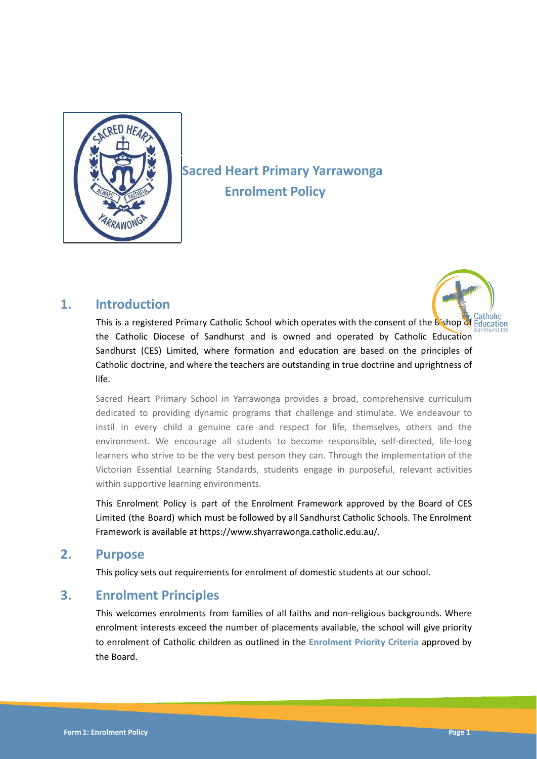# Sacred Heart Primary Yarrawonga
# Enrolment Policy

## 1. Introduction

This is a registered Primary Catholic School which operates with the consent of the Bishop of the Catholic Diocese of Sandhurst and is owned and operated by Catholic Education Sandhurst (CES) Limited, where formation and education are based on the principles of Catholic doctrine, and where the teachers are outstanding in true doctrine and uprightness of life.

Sacred Heart Primary School in Yarrawonga provides a broad, comprehensive curriculum dedicated to providing dynamic programs that challenge and stimulate. We endeavour to instil in every child a genuine care and respect for life, themselves, others and the environment. We encourage all students to become responsible, self-directed, life-long learners who strive to be the very best person they can. Through the implementation of the Victorian Essential Learning Standards, students engage in purposeful, relevant activities within supportive learning environments.

This Enrolment Policy is part of the Enrolment Framework approved by the Board of CES Limited (the Board) which must be followed by all Sandhurst Catholic Schools. The Enrolment Framework is available at https://www.shyarrawonga.catholic.edu.au/.

## 2. Purpose

This policy sets out requirements for enrolment of domestic students at our school.

## 3. Enrolment Principles

This welcomes enrolments from families of all faiths and non-religious backgrounds. Where enrolment interests exceed the number of placements available, the school will give priority to enrolment of Catholic children as outlined in the **Enrolment Priority Criteria** approved by the Board.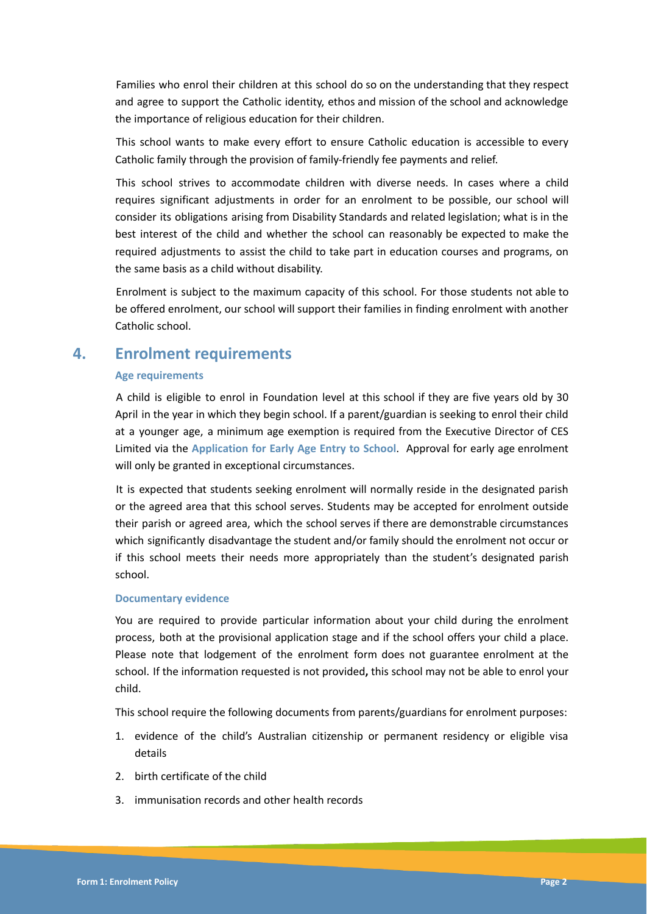Families who enrol their children at this school do so on the understanding that they respect and agree to support the Catholic identity, ethos and mission of the school and acknowledge the importance of religious education for their children.

This school wants to make every effort to ensure Catholic education is accessible to every Catholic family through the provision of family-friendly fee payments and relief.

This school strives to accommodate children with diverse needs. In cases where a child requires significant adjustments in order for an enrolment to be possible, our school will consider its obligations arising from Disability Standards and related legislation; what is in the best interest of the child and whether the school can reasonably be expected to make the required adjustments to assist the child to take part in education courses and programs, on the same basis as a child without disability.

Enrolment is subject to the maximum capacity of this school. For those students not able to be offered enrolment, our school will support their families in finding enrolment with another Catholic school.

## 4. Enrolment requirements

### Age requirements

A child is eligible to enrol in Foundation level at this school if they are five years old by 30 April in the year in which they begin school. If a parent/guardian is seeking to enrol their child at a younger age, a minimum age exemption is required from the Executive Director of CES Limited via the **Application for Early Age Entry to School**. Approval for early age enrolment will only be granted in exceptional circumstances.

It is expected that students seeking enrolment will normally reside in the designated parish or the agreed area that this school serves. Students may be accepted for enrolment outside their parish or agreed area, which the school serves if there are demonstrable circumstances which significantly disadvantage the student and/or family should the enrolment not occur or if this school meets their needs more appropriately than the student's designated parish school.

### Documentary evidence

You are required to provide particular information about your child during the enrolment process, both at the provisional application stage and if the school offers your child a place. Please note that lodgement of the enrolment form does not guarantee enrolment at the school. If the information requested is not provided**,** this school may not be able to enrol your child.

This school require the following documents from parents/guardians for enrolment purposes:

1. evidence of the child's Australian citizenship or permanent residency or eligible visa details
2. birth certificate of the child
3. immunisation records and other health records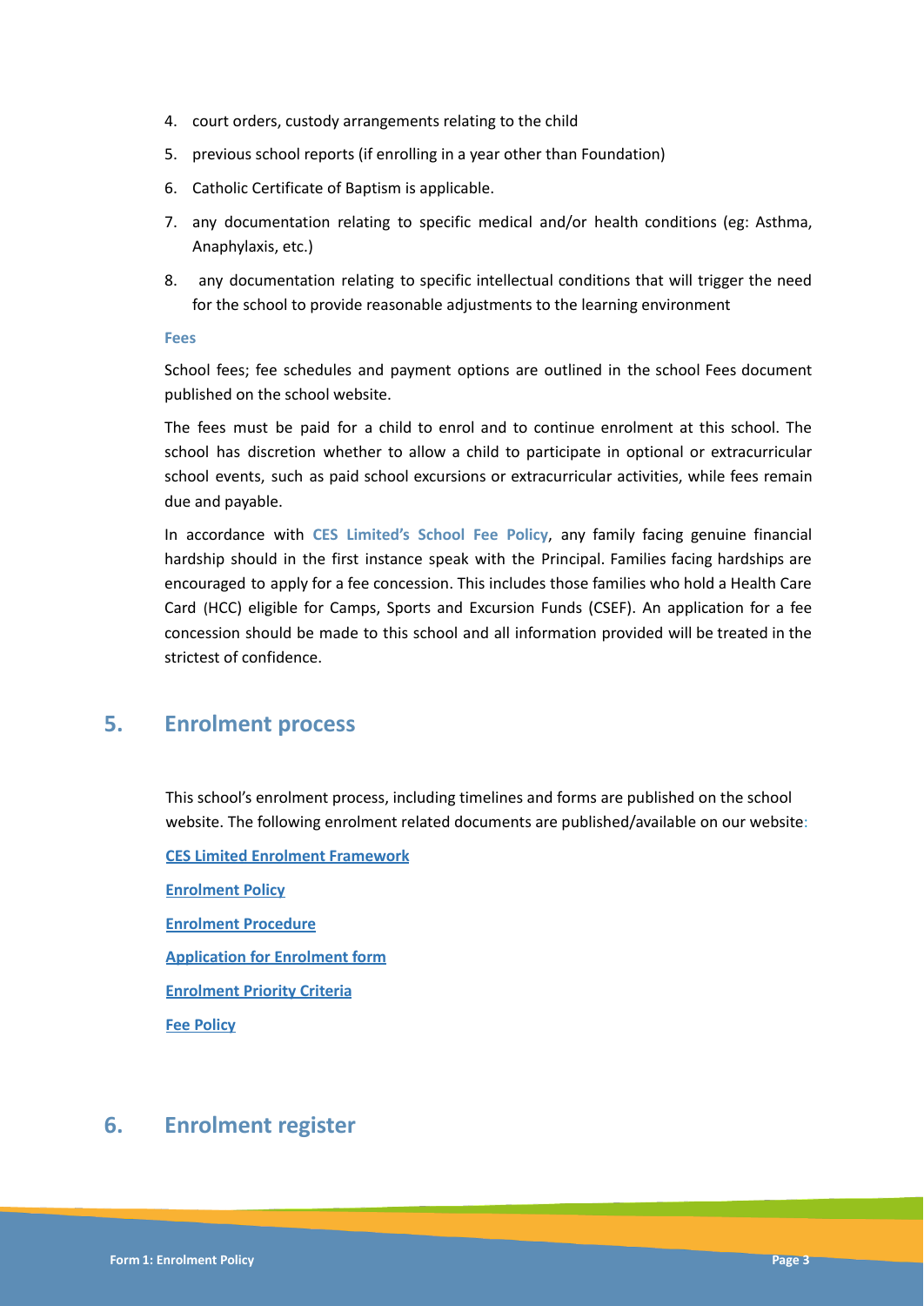4. court orders, custody arrangements relating to the child
5. previous school reports (if enrolling in a year other than Foundation)
6. Catholic Certificate of Baptism is applicable.
7. any documentation relating to specific medical and/or health conditions (eg: Asthma, Anaphylaxis, etc.)
8. any documentation relating to specific intellectual conditions that will trigger the need for the school to provide reasonable adjustments to the learning environment

**Fees**

School fees; fee schedules and payment options are outlined in the school Fees document published on the school website.

The fees must be paid for a child to enrol and to continue enrolment at this school. The school has discretion whether to allow a child to participate in optional or extracurricular school events, such as paid school excursions or extracurricular activities, while fees remain due and payable.

In accordance with **CES Limited's School Fee Policy**, any family facing genuine financial hardship should in the first instance speak with the Principal. Families facing hardships are encouraged to apply for a fee concession. This includes those families who hold a Health Care Card (HCC) eligible for Camps, Sports and Excursion Funds (CSEF). An application for a fee concession should be made to this school and all information provided will be treated in the strictest of confidence.

## 5. Enrolment process

This school's enrolment process, including timelines and forms are published on the school website. The following enrolment related documents are published/available on our website:

**CES Limited Enrolment Framework**

**Enrolment Policy**

**Enrolment Procedure**

**Application for Enrolment form**

**Enrolment Priority Criteria**

**Fee Policy**

## 6. Enrolment register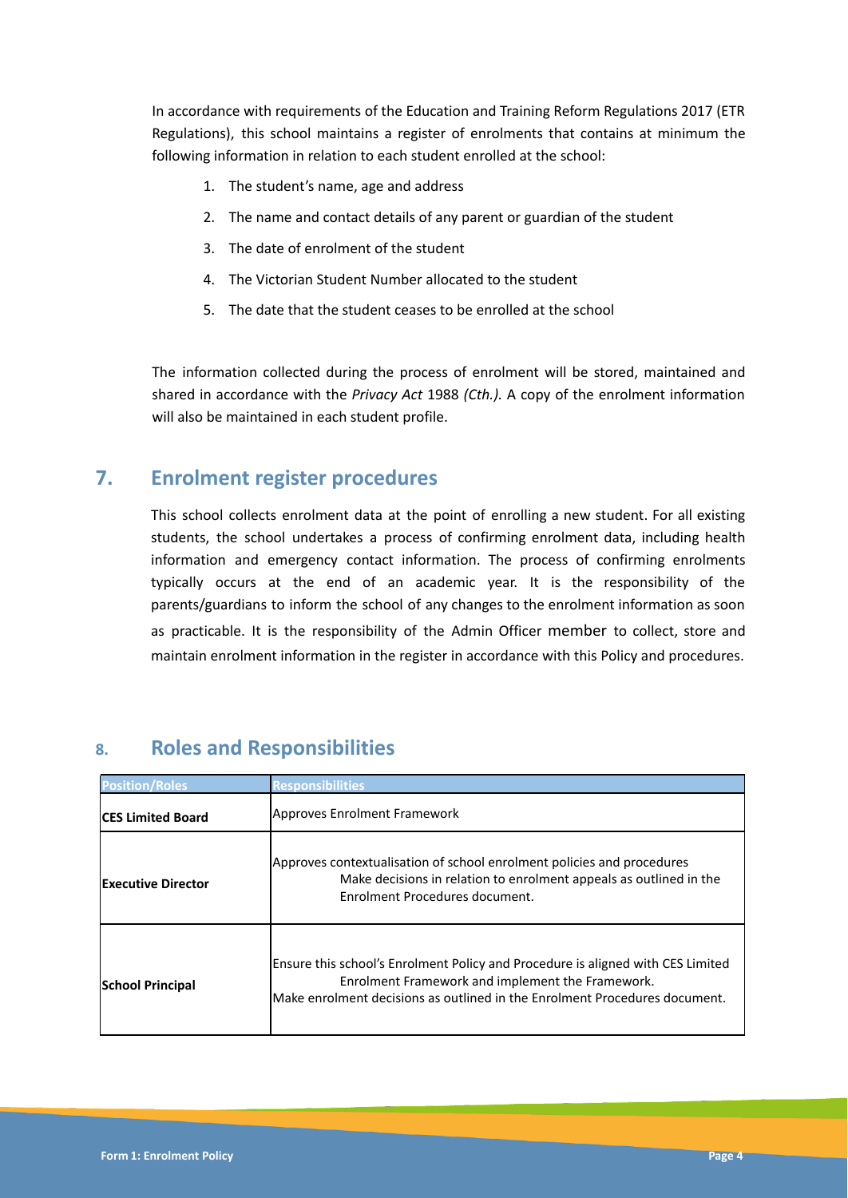In accordance with requirements of the Education and Training Reform Regulations 2017 (ETR Regulations), this school maintains a register of enrolments that contains at minimum the following information in relation to each student enrolled at the school:

1. The student's name, age and address
2. The name and contact details of any parent or guardian of the student
3. The date of enrolment of the student
4. The Victorian Student Number allocated to the student
5. The date that the student ceases to be enrolled at the school

The information collected during the process of enrolment will be stored, maintained and shared in accordance with the *Privacy Act* 1988 *(Cth.)*. A copy of the enrolment information will also be maintained in each student profile.

## 7. Enrolment register procedures

This school collects enrolment data at the point of enrolling a new student. For all existing students, the school undertakes a process of confirming enrolment data, including health information and emergency contact information. The process of confirming enrolments typically occurs at the end of an academic year. It is the responsibility of the parents/guardians to inform the school of any changes to the enrolment information as soon as practicable. It is the responsibility of the Admin Officer member to collect, store and maintain enrolment information in the register in accordance with this Policy and procedures.

## 8. Roles and Responsibilities

| Position/Roles | Responsibilities |
|---|---|
| **CES Limited Board** | Approves Enrolment Framework |
| **Executive Director** | Approves contextualisation of school enrolment policies and procedures<br>Make decisions in relation to enrolment appeals as outlined in the Enrolment Procedures document. |
| **School Principal** | Ensure this school's Enrolment Policy and Procedure is aligned with CES Limited Enrolment Framework and implement the Framework.<br>Make enrolment decisions as outlined in the Enrolment Procedures document. |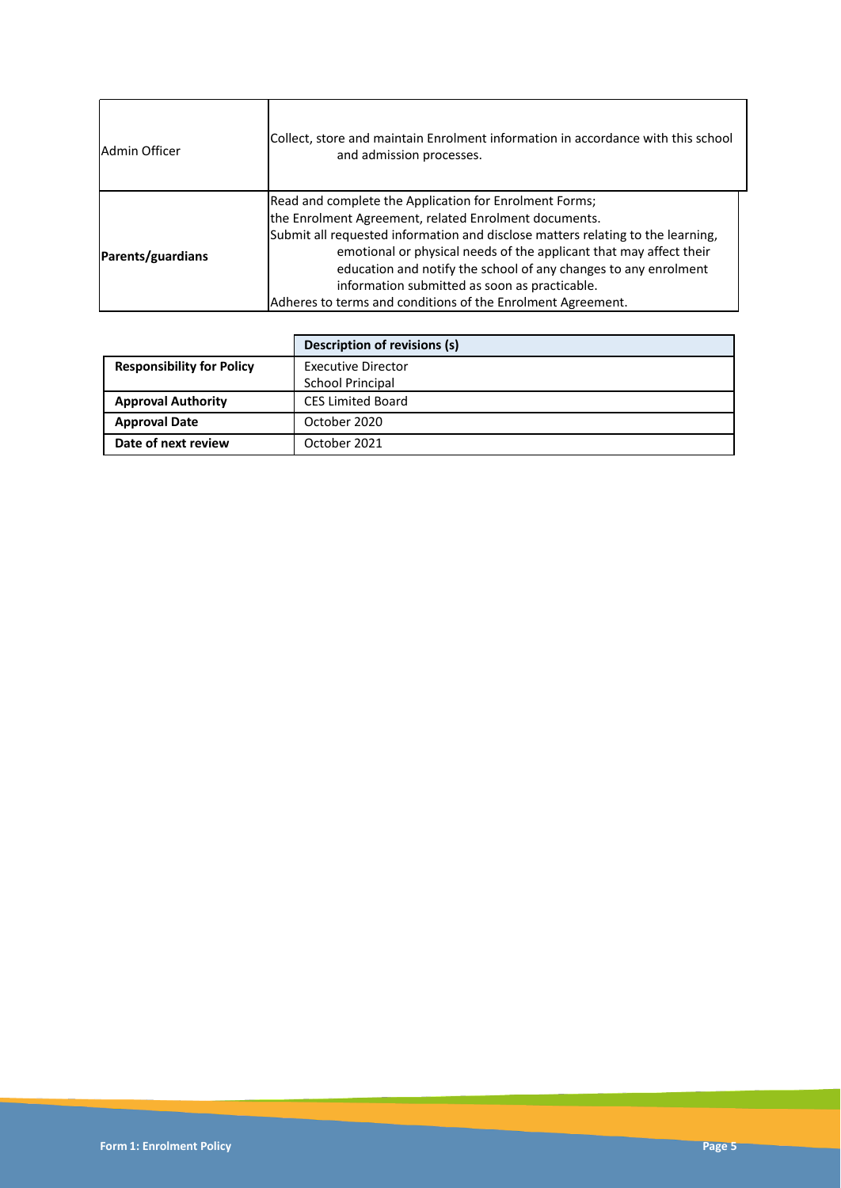| | |
|---|---|
| Admin Officer | Collect, store and maintain Enrolment information in accordance with this school and admission processes. |
| **Parents/guardians** | Read and complete the Application for Enrolment Forms;<br>the Enrolment Agreement, related Enrolment documents.<br>Submit all requested information and disclose matters relating to the learning, emotional or physical needs of the applicant that may affect their education and notify the school of any changes to any enrolment information submitted as soon as practicable.<br>Adheres to terms and conditions of the Enrolment Agreement. |

| | **Description of revisions (s)** |
|---|---|
| **Responsibility for Policy** | Executive Director<br>School Principal |
| **Approval Authority** | CES Limited Board |
| **Approval Date** | October 2020 |
| **Date of next review** | October 2021 |